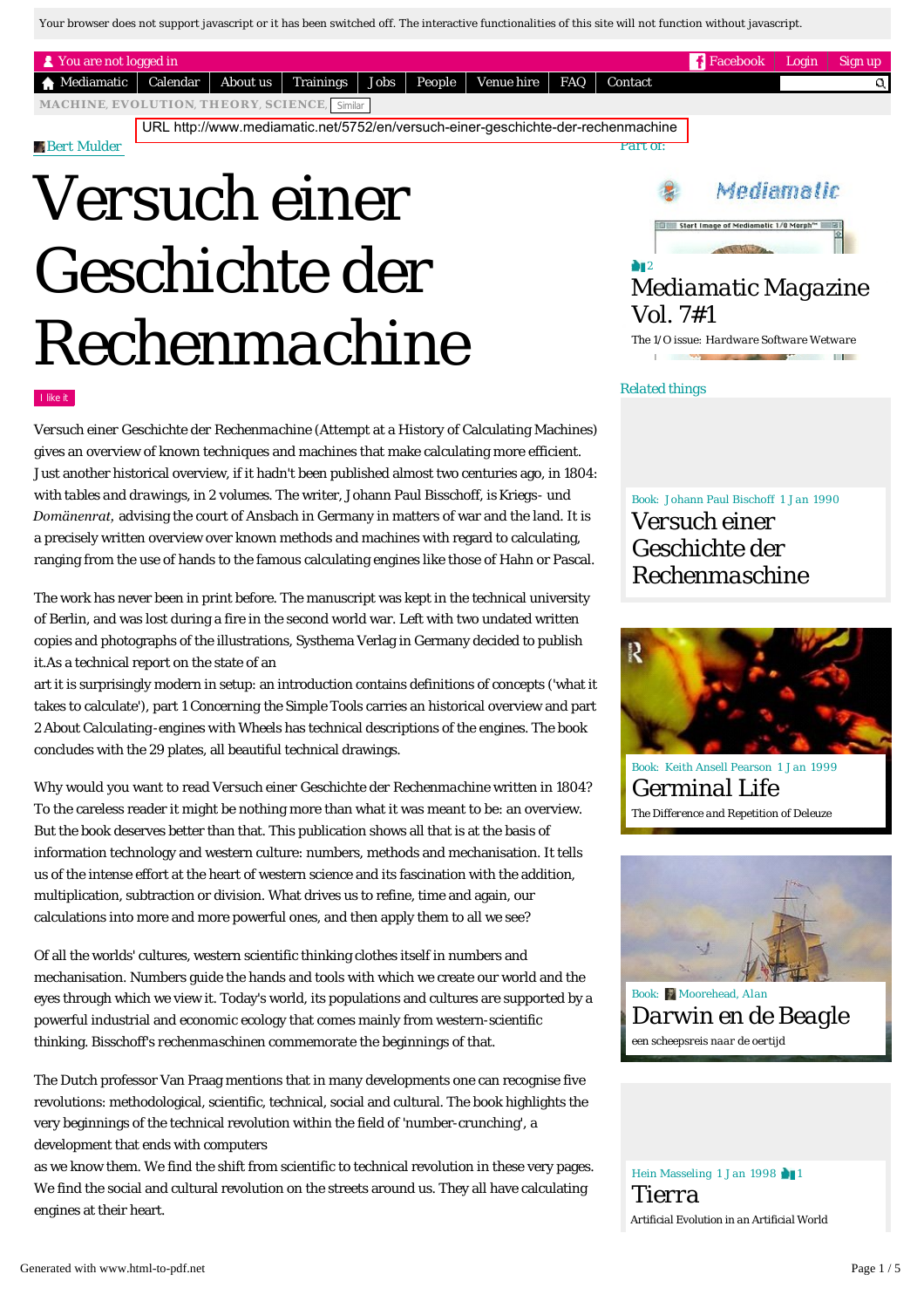Your browser does not support javascript or it has been switched off. The interactive functionalities of this site will not function without javascript.

You are not logged in | Facebook | Login | Sign up

Mediamatic | Calendar | About us | Trainings | Jobs | People | Venue hire | FAQ | Contact

MACHINE, EVOLUTION, THEORY, SCIENCE, Similar

URL http://www.mediamatic.net/5752/en/versuch-einer-geschichte-der-rechenmachine

Bert Mulder

# Versuch einer Geschichte der Rechenmachine

I like it

Versuch einer Geschichte der Rechenmachine (Attempt at a History of Calculating Machines) gives an overview of known techniques and machines that make calculating more efficient. Just another historical overview, if it hadn't been published almost two centuries ago, in 1804: with tables and drawings, in 2 volumes. The writer, Johann Paul Bisschoff, is Kriegs- und *Domänenrat*, advising the court of Ansbach in Germany in matters of war and the land. It is a precisely written overview over known methods and machines with regard to calculating, ranging from the use of hands to the famous calculating engines like those of Hahn or Pascal.

The work has never been in print before. The manuscript was kept in the technical university of Berlin, and was lost during a fire in the second world war. Left with two undated written copies and photographs of the illustrations, Systhema Verlag in Germany decided to publish it.As a technical report on the state of an art it is surprisingly modern in setup: an introduction contains definitions of concepts ('what it takes to calculate'), part 1 Concerning the Simple Tools carries an historical overview and part 2 About Calculating-engines with Wheels has technical descriptions of the engines. The book concludes with the 29 plates, all beautiful technical drawings.

Why would you want to read Versuch einer Geschichte der Rechenmachine written in 1804? To the careless reader it might be nothing more than what it was meant to be: an overview. But the book deserves better than that. This publication shows all that is at the basis of information technology and western culture: numbers, methods and mechanisation. It tells us of the intense effort at the heart of western science and its fascination with the addition, multiplication, subtraction or division. What drives us to refine, time and again, our calculations into more and more powerful ones, and then apply them to all we see?

Of all the worlds' cultures, western scientific thinking clothes itself in numbers and mechanisation. Numbers guide the hands and tools with which we create our world and the eyes through which we view it. Today's world, its populations and cultures are supported by a powerful industrial and economic ecology that comes mainly from western-scientific thinking. Bisschoff's rechenmaschinen commemorate the beginnings of that.

The Dutch professor Van Praag mentions that in many developments one can recognise five revolutions: methodological, scientific, technical, social and cultural. The book highlights the very beginnings of the technical revolution within the field of 'number-crunching', a development that ends with computers as we know them. We find the shift from scientific to technical revolution in these very pages. We find the social and cultural revolution on the streets around us. They all have calculating engines at their heart.

Part of:

2
Mediamatic Magazine Vol. 7#1
The I/O issue: Hardware Software Wetware

Related things

Book: Johann Paul Bischoff 1 Jan 1990
Versuch einer Geschichte der Rechenmaschine

Book: Keith Ansell Pearson 1 Jan 1999
Germinal Life
The Difference and Repetition of Deleuze

Book: Moorehead, Alan
Darwin en de Beagle
een scheepsreis naar de oertijd

Hein Masseling 1 Jan 1998 1
Tierra
Artificial Evolution in an Artificial World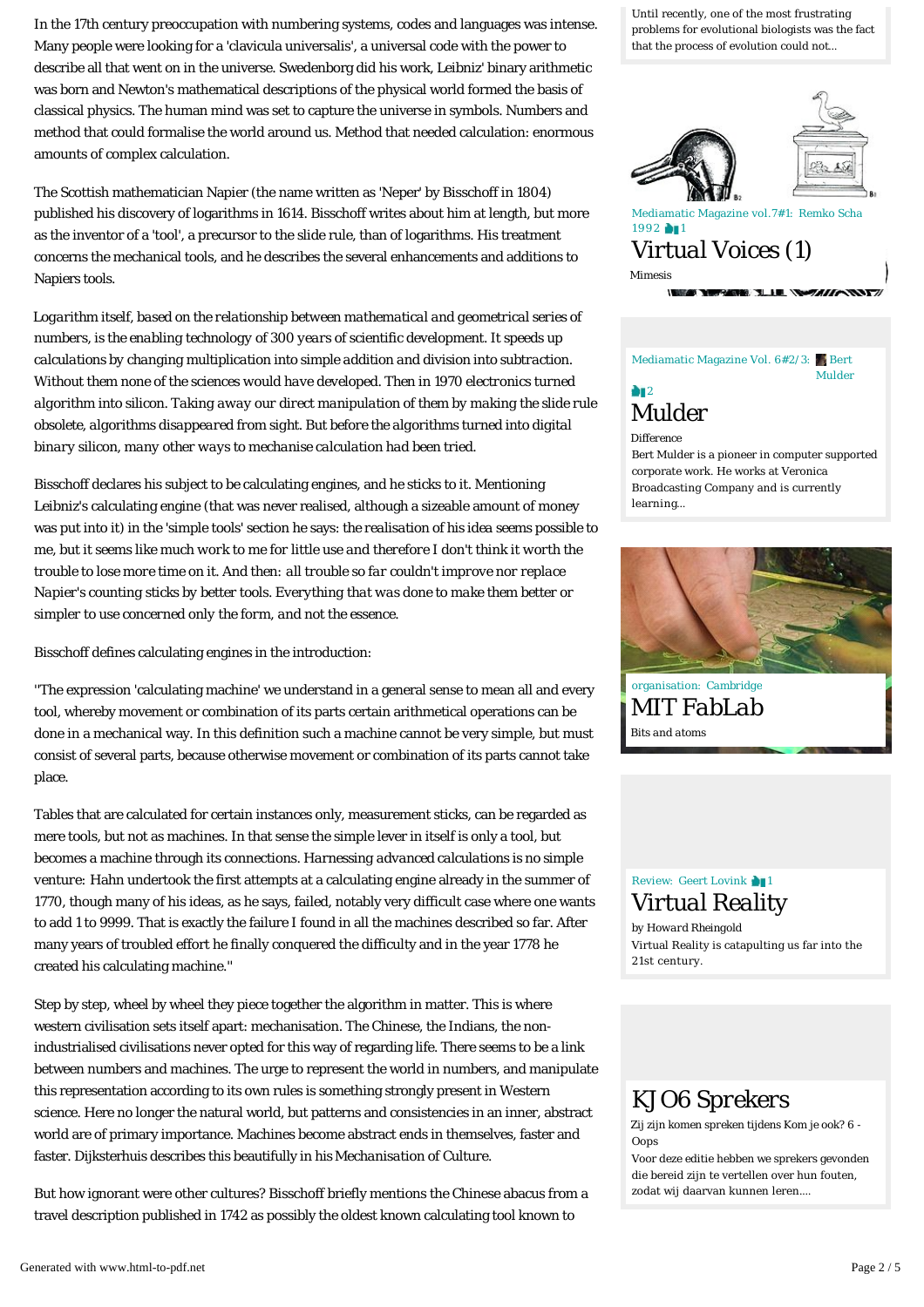In the 17th century preoccupation with numbering systems, codes and languages was intense. Many people were looking for a 'clavicula universalis', a universal code with the power to describe all that went on in the universe. Swedenborg did his work, Leibniz' binary arithmetic was born and Newton's mathematical descriptions of the physical world formed the basis of classical physics. The human mind was set to capture the universe in symbols. Numbers and method that could formalise the world around us. Method that needed calculation: enormous amounts of complex calculation.

The Scottish mathematician Napier (the name written as 'Neper' by Bisschoff in 1804) published his discovery of logarithms in 1614. Bisschoff writes about him at length, but more as the inventor of a 'tool', a precursor to the slide rule, than of logarithms. His treatment concerns the mechanical tools, and he describes the several enhancements and additions to Napiers tools.

*Logarithm itself, based on the relationship between mathematical and geometrical series of numbers, is the enabling technology of 300 years of scientific development. It speeds up calculations by changing multiplication into simple addition and division into subtraction. Without them none of the sciences would have developed. Then in 1970 electronics turned algorithm into silicon. Taking away our direct manipulation of them by making the slide rule obsolete, algorithms disappeared from sight. But before the algorithms turned into digital binary silicon, many other ways to mechanise calculation had been tried.*

Bisschoff declares his subject to be calculating engines, and he sticks to it. Mentioning Leibniz's calculating engine (that was never realised, although a sizeable amount of money was put into it) in the 'simple tools' section he says: *the realisation of his idea seems possible to me, but it seems like much work to me for little use and therefore I don't think it worth the trouble to lose more time on it.* And then: *all trouble so far couldn't improve nor replace Napier's counting sticks by better tools. Everything that was done to make them better or simpler to use concerned only the form, and not the essence.*

Bisschoff defines calculating engines in the introduction:

"The expression 'calculating machine' we understand in a general sense to mean all and every tool, whereby movement or combination of its parts certain arithmetical operations can be done in a mechanical way. In this definition such a machine cannot be very simple, but must consist of several parts, because otherwise movement or combination of its parts cannot take place.

Tables that are calculated for certain instances only, measurement sticks, can be regarded as mere tools, but not as machines. In that sense the simple lever in itself is only a tool, but becomes a machine through its connections. *Harnessing advanced calculations is no simple venture:* Hahn undertook the first attempts at a calculating engine already in the summer of 1770, though many of his ideas, as he says, failed, notably very difficult case where one wants to add 1 to 9999. That is exactly the failure I found in all the machines described so far. After many years of troubled effort he finally conquered the difficulty and in the year 1778 he created his calculating machine."

Step by step, wheel by wheel they piece together the algorithm in matter. This is where western civilisation sets itself apart: mechanisation. The Chinese, the Indians, the non-industrialised civilisations never opted for this way of regarding life. There seems to be a link between numbers and machines. The urge to represent the world in numbers, and manipulate this representation according to its own rules is something strongly present in Western science. Here no longer the natural world, but patterns and consistencies in an inner, abstract world are of primary importance. Machines become abstract ends in themselves, faster and faster. Dijksterhuis describes this beautifully in his *Mechanisation of Culture*.

But how ignorant were other cultures? Bisschoff briefly mentions the Chinese abacus from a travel description published in 1742 as possibly the oldest known calculating tool known to

---

Until recently, one of the most frustrating problems for evolutionary biologists was the fact that the process of evolution could not...

Mediamatic Magazine vol.7#1: Remko Scha 1992 1

## Virtual Voices (1)

Mimesis

Mediamatic Magazine Vol. 6#2/3: Bert Mulder 2

## Mulder

Difference

Bert Mulder is a pioneer in computer supported corporate work. He works at Veronica Broadcasting Company and is currently learning...

organisation: Cambridge

## MIT FabLab

Bits and atoms

Review: Geert Lovink 1

## Virtual Reality

by Howard Rheingold

Virtual Reality is catapulting us far into the 21st century.

## KJ O6 Sprekers

Zij zijn komen spreken tijdens Kom je ook? 6 - Oops

Voor deze editie hebben we sprekers gevonden die bereid zijn te vertellen over hun fouten, zodat wij daarvan kunnen leren....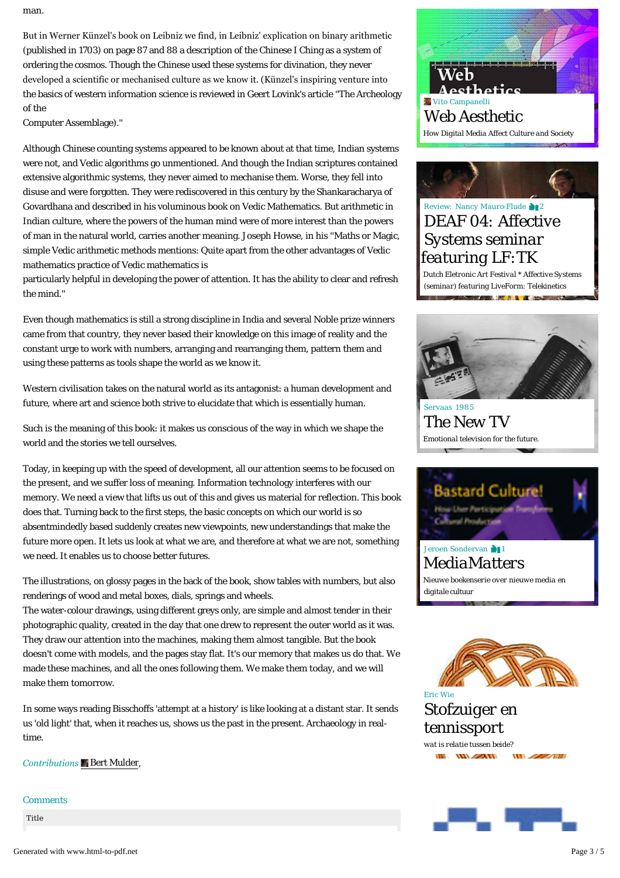man.

But in Werner Künzel's book on Leibniz we find, in Leibniz' explication on binary arithmetic (published in 1703) on page 87 and 88 a description of the Chinese I Ching as a system of ordering the cosmos. Though the Chinese used these systems for divination, they never developed a scientific or mechanised culture as we know it. (Künzel's inspiring venture into the basics of western information science is reviewed in Geert Lovink's article "The Archeology of the
Computer Assemblage)."

Although Chinese counting systems appeared to be known about at that time, Indian systems were not, and Vedic algorithms go unmentioned. And though the Indian scriptures contained extensive algorithmic systems, they never aimed to mechanise them. Worse, they fell into disuse and were forgotten. They were rediscovered in this century by the Shankaracharya of Govardhana and described in his voluminous book on Vedic Mathematics. But arithmetic in Indian culture, where the powers of the human mind were of more interest than the powers of man in the natural world, carries another meaning. Joseph Howse, in his "Maths or Magic, simple Vedic arithmetic methods mentions: Quite apart from the other advantages of Vedic mathematics practice of Vedic mathematics is
particularly helpful in developing the power of attention. It has the ability to clear and refresh the mind."

Even though mathematics is still a strong discipline in India and several Noble prize winners came from that country, they never based their knowledge on this image of reality and the constant urge to work with numbers, arranging and rearranging them, pattern them and using these patterns as tools shape the world as we know it.

Western civilisation takes on the natural world as its antagonist: a human development and future, where art and science both strive to elucidate that which is essentially human.

Such is the meaning of this book: it makes us conscious of the way in which we shape the world and the stories we tell ourselves.

Today, in keeping up with the speed of development, all our attention seems to be focused on the present, and we suffer loss of meaning. Information technology interferes with our memory. We need a view that lifts us out of this and gives us material for reflection. This book does that. Turning back to the first steps, the basic concepts on which our world is so absentmindedly based suddenly creates new viewpoints, new understandings that make the future more open. It lets us look at what we are, and therefore at what we are not, something we need. It enables us to choose better futures.

The illustrations, on glossy pages in the back of the book, show tables with numbers, but also renderings of wood and metal boxes, dials, springs and wheels.
The water-colour drawings, using different greys only, are simple and almost tender in their photographic quality, created in the day that one drew to represent the outer world as it was. They draw our attention into the machines, making them almost tangible. But the book doesn't come with models, and the pages stay flat. It's our memory that makes us do that. We made these machines, and all the ones following them. We make them today, and we will make them tomorrow.

In some ways reading Bisschoffs 'attempt at a history' is like looking at a distant star. It sends us 'old light' that, when it reaches us, shows us the past in the present. Archaeology in real-time.

*Contributions* Bert Mulder,

Comments

Title

Vito Campanelli
## Web Aesthetic
How Digital Media Affect Culture and Society

Review: Nancy Mauro-Flude 2
## DEAF 04: Affective Systems seminar featuring LF:TK
Dutch Eletronic Art Festival * Affective Systems (seminar) featuring LiveForm: Telekinetics

Servaas 1985
## The New TV
Emotional television for the future.

Jeroen Sondervan 1
## MediaMatters
Nieuwe boekenserie over nieuwe media en digitale cultuur

Eric Wie
## Stofzuiger en tennissport
wat is relatie tussen beide?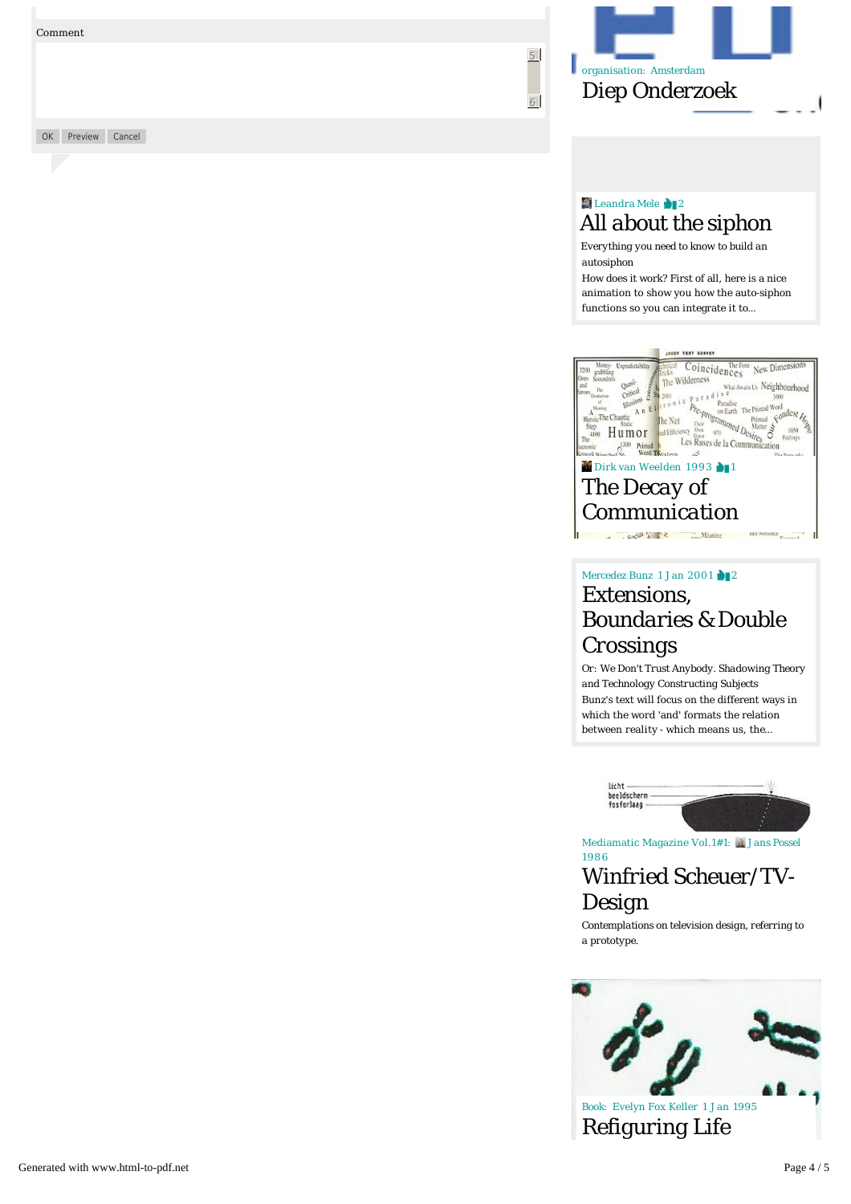Comment

OK Preview Cancel

organisation: Amsterdam

## Diep Onderzoek

Leandra Mele 2

## All about the siphon

Everything you need to know to build an autosiphon

How does it work? First of all, here is a nice animation to show you how the auto-siphon functions so you can integrate it to...

Dirk van Weelden 1993 1

## The Decay of Communication

Mercedez Bunz 1 Jan 2001 2

## Extensions, Boundaries & Double Crossings

Or: We Don't Trust Anybody. Shadowing Theory and Technology Constructing Subjects

Bunz's text will focus on the different ways in which the word 'and' formats the relation between reality - which means us, the...

Mediamatic Magazine Vol.1#1: Jans Possel 1986

## Winfried Scheuer/TV-Design

Contemplations on television design, referring to a prototype.

Book: Evelyn Fox Keller 1 Jan 1995

## Refiguring Life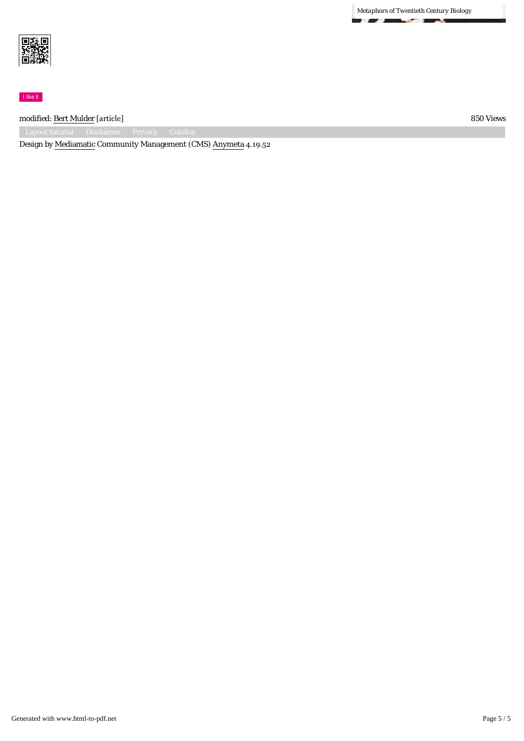I like it

modified: Bert Mulder [article] 850 Views

Layout tutorial Disclaimer Privacy Colofon

Design by Mediamatic Community Management (CMS) Anymeta 4.19.52